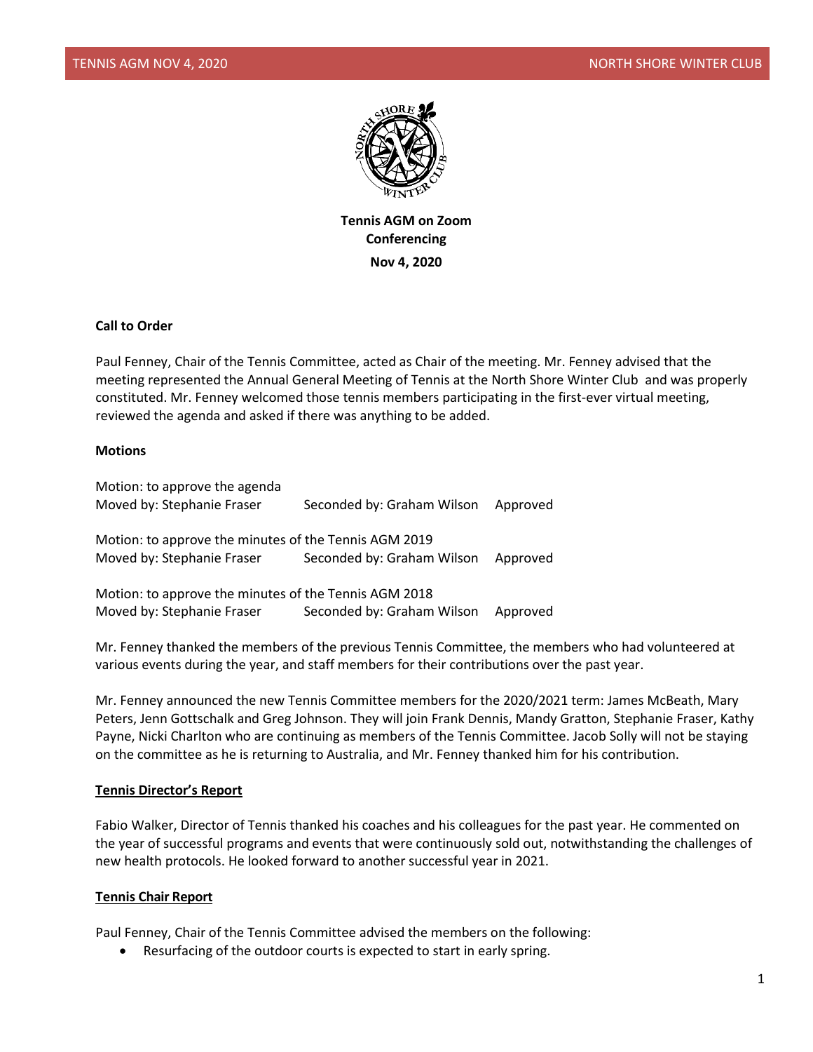**Tennis AGM on Zoom Conferencing**

**Nov 4, 2020**

**Call to Order**

Paul Fenney, Chair of the Tennis Committee, acted as Chair of the meeting. Mr. Fenney advised that the meeting represented the Annual General Meeting of Tennis at the North Shore Winter Club and was properly constituted. Mr. Fenney welcomed those tennis members participating in the first-ever virtual meeting, reviewed the agenda and asked if there was anything to be added.

**Motions**

Motion: to approve the agenda
Moved by: Stephanie Fraser Seconded by: Graham Wilson Approved

Motion: to approve the minutes of the Tennis AGM 2019
Moved by: Stephanie Fraser Seconded by: Graham Wilson Approved

Motion: to approve the minutes of the Tennis AGM 2018
Moved by: Stephanie Fraser Seconded by: Graham Wilson Approved

Mr. Fenney thanked the members of the previous Tennis Committee, the members who had volunteered at various events during the year, and staff members for their contributions over the past year.

Mr. Fenney announced the new Tennis Committee members for the 2020/2021 term: James McBeath, Mary Peters, Jenn Gottschalk and Greg Johnson. They will join Frank Dennis, Mandy Gratton, Stephanie Fraser, Kathy Payne, Nicki Charlton who are continuing as members of the Tennis Committee. Jacob Solly will not be staying on the committee as he is returning to Australia, and Mr. Fenney thanked him for his contribution.

**Tennis Director's Report**

Fabio Walker, Director of Tennis thanked his coaches and his colleagues for the past year. He commented on the year of successful programs and events that were continuously sold out, notwithstanding the challenges of new health protocols. He looked forward to another successful year in 2021.

**Tennis Chair Report**

Paul Fenney, Chair of the Tennis Committee advised the members on the following:

- Resurfacing of the outdoor courts is expected to start in early spring.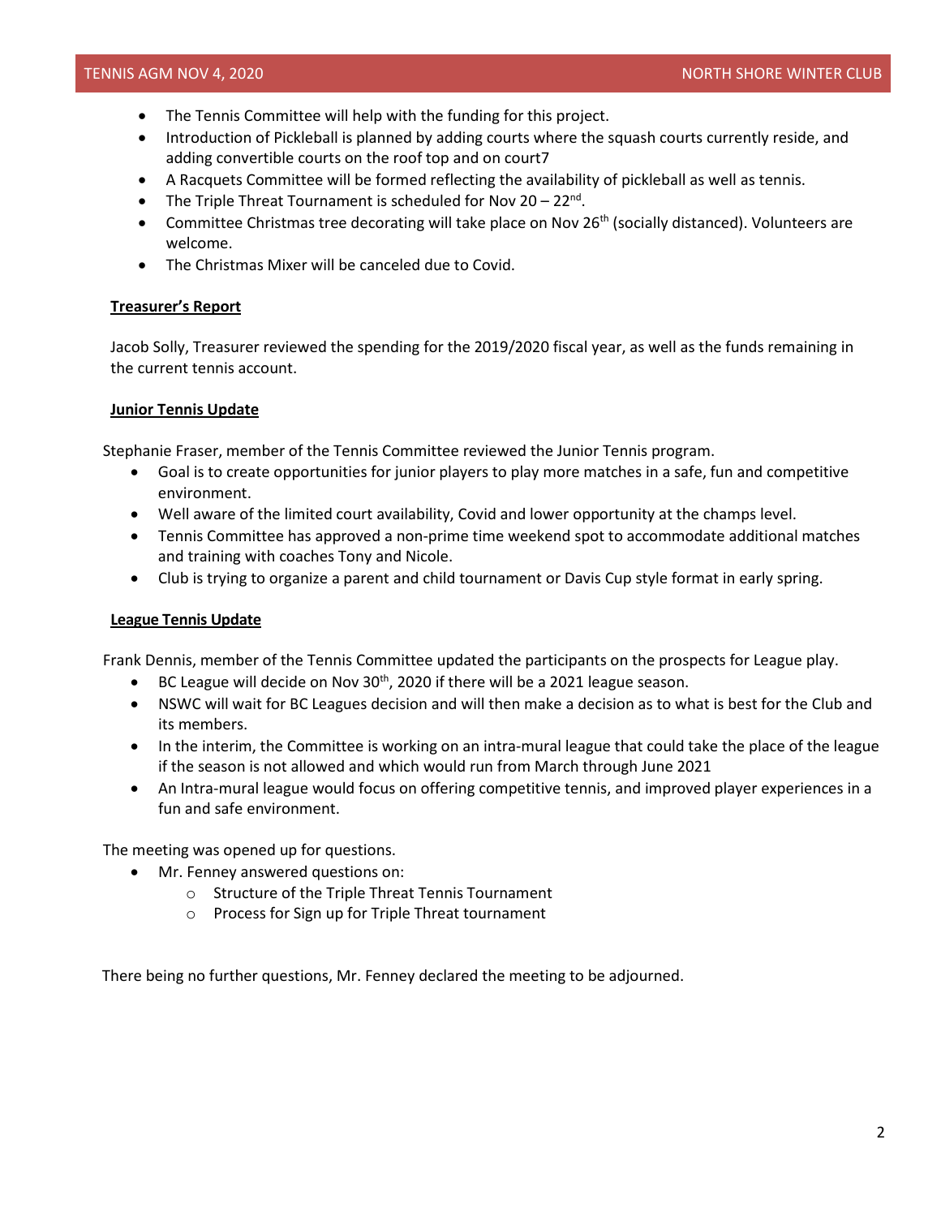- The Tennis Committee will help with the funding for this project.
- Introduction of Pickleball is planned by adding courts where the squash courts currently reside, and adding convertible courts on the roof top and on court7
- A Racquets Committee will be formed reflecting the availability of pickleball as well as tennis.
- The Triple Threat Tournament is scheduled for Nov 20 – 22nd.
- Committee Christmas tree decorating will take place on Nov 26th (socially distanced). Volunteers are welcome.
- The Christmas Mixer will be canceled due to Covid.

**Treasurer's Report**

Jacob Solly, Treasurer reviewed the spending for the 2019/2020 fiscal year, as well as the funds remaining in the current tennis account.

**Junior Tennis Update**

Stephanie Fraser, member of the Tennis Committee reviewed the Junior Tennis program.

- Goal is to create opportunities for junior players to play more matches in a safe, fun and competitive environment.
- Well aware of the limited court availability, Covid and lower opportunity at the champs level.
- Tennis Committee has approved a non-prime time weekend spot to accommodate additional matches and training with coaches Tony and Nicole.
- Club is trying to organize a parent and child tournament or Davis Cup style format in early spring.

**League Tennis Update**

Frank Dennis, member of the Tennis Committee updated the participants on the prospects for League play.

- BC League will decide on Nov 30th, 2020 if there will be a 2021 league season.
- NSWC will wait for BC Leagues decision and will then make a decision as to what is best for the Club and its members.
- In the interim, the Committee is working on an intra-mural league that could take the place of the league if the season is not allowed and which would run from March through June 2021
- An Intra-mural league would focus on offering competitive tennis, and improved player experiences in a fun and safe environment.

The meeting was opened up for questions.

- Mr. Fenney answered questions on:
  - Structure of the Triple Threat Tennis Tournament
  - Process for Sign up for Triple Threat tournament

There being no further questions, Mr. Fenney declared the meeting to be adjourned.